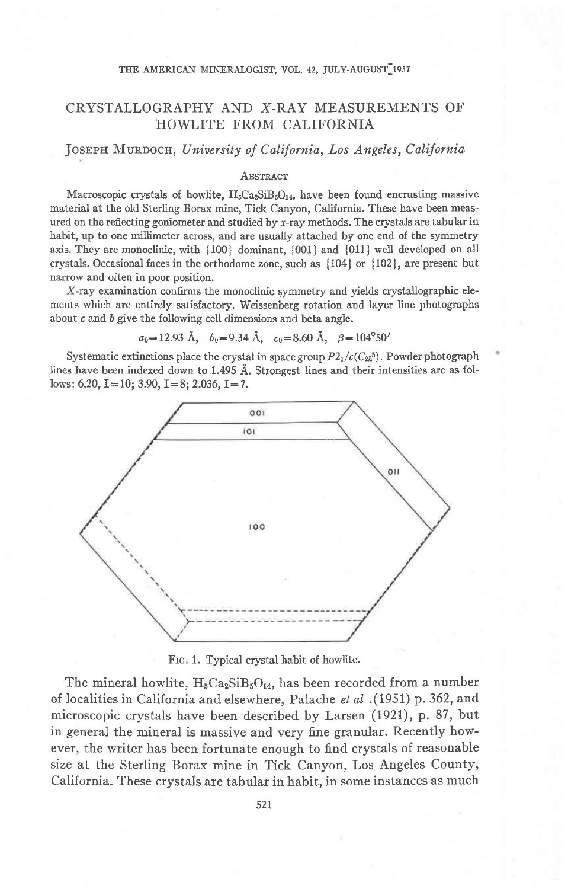# CRYSTALLOGRAPHY AND X-RAY MEASUREMENTS OF HOWLITE FROM CALIFORNIA

JOSEPH MURDOCH, *University of California, Los Angeles, California*

## ABSTRACT

Macroscopic crystals of howlite, $H_5Ca_2SiB_5O_{14}$, have been found encrusting massive material at the old Sterling Borax mine, Tick Canyon, California. These have been measured on the reflecting goniometer and studied by *x*-ray methods. The crystals are tabular in habit, up to one millimeter across, and are usually attached by one end of the symmetry axis. They are monoclinic, with {100} dominant, {001} and {011} well developed on all crystals. Occasional faces in the orthodome zone, such as {104} or {102}, are present but narrow and often in poor position.

*X*-ray examination confirms the monoclinic symmetry and yields crystallographic elements which are entirely satisfactory. Weissenberg rotation and layer line photographs about *c* and *b* give the following cell dimensions and beta angle.

$$a_0 = 12.93 \text{ Å}, \quad b_0 = 9.34 \text{ Å}, \quad c_0 = 8.60 \text{ Å}, \quad \beta = 104°50'$$

Systematic extinctions place the crystal in space group $P2_1/c(C_{2h}^5)$. Powder photograph lines have been indexed down to 1.495 Å. Strongest lines and their intensities are as follows: 6.20, I=10; 3.90, I=8; 2.036, I=7.

FIG. 1. Typical crystal habit of howlite.

The mineral howlite, $H_5Ca_2SiB_5O_{14}$, has been recorded from a number of localities in California and elsewhere, Palache *et al* .(1951) p. 362, and microscopic crystals have been described by Larsen (1921), p. 87, but in general the mineral is massive and very fine granular. Recently however, the writer has been fortunate enough to find crystals of reasonable size at the Sterling Borax mine in Tick Canyon, Los Angeles County, California. These crystals are tabular in habit, in some instances as much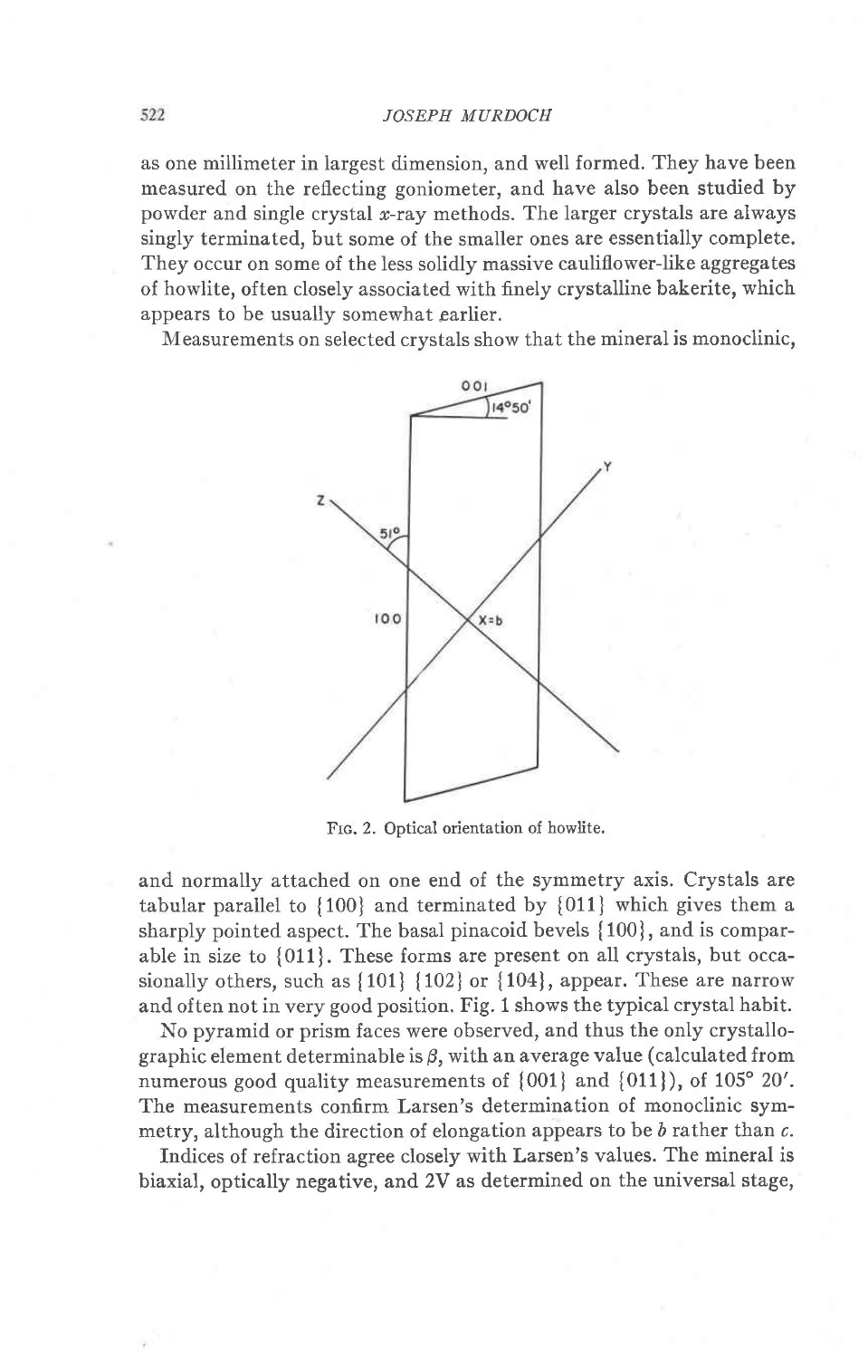as one millimeter in largest dimension, and well formed. They have been measured on the reflecting goniometer, and have also been studied by powder and single crystal *x*-ray methods. The larger crystals are always singly terminated, but some of the smaller ones are essentially complete. They occur on some of the less solidly massive cauliflower-like aggregates of howlite, often closely associated with finely crystalline bakerite, which appears to be usually somewhat earlier.

Measurements on selected crystals show that the mineral is monoclinic,

FIG. 2. Optical orientation of howlite.

and normally attached on one end of the symmetry axis. Crystals are tabular parallel to {100} and terminated by {011} which gives them a sharply pointed aspect. The basal pinacoid bevels {100}, and is comparable in size to {011}. These forms are present on all crystals, but occasionally others, such as {101} {102} or {104}, appear. These are narrow and often not in very good position. Fig. 1 shows the typical crystal habit.

No pyramid or prism faces were observed, and thus the only crystallographic element determinable is $\beta$, with an average value (calculated from numerous good quality measurements of {001} and {011}), of 105° 20′. The measurements confirm Larsen's determination of monoclinic symmetry, although the direction of elongation appears to be *b* rather than *c*.

Indices of refraction agree closely with Larsen's values. The mineral is biaxial, optically negative, and 2V as determined on the universal stage,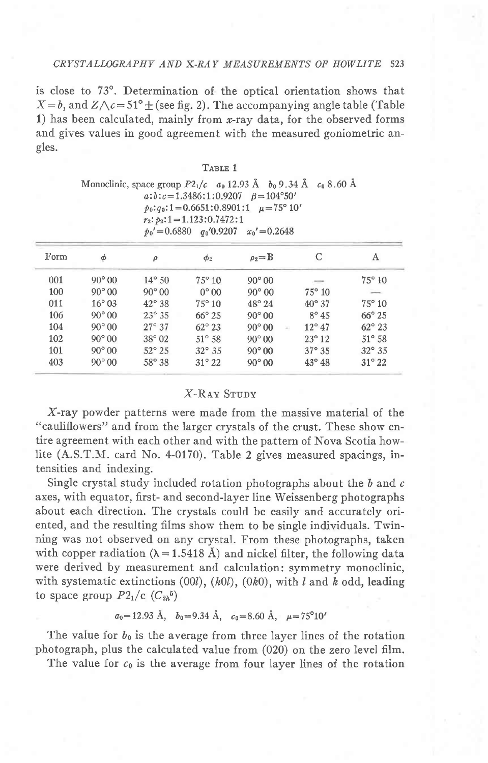is close to 73°. Determination of the optical orientation shows that $X = b$, and $Z \wedge c = 51° \pm$ (see fig. 2). The accompanying angle table (Table 1) has been calculated, mainly from *x*-ray data, for the observed forms and gives values in good agreement with the measured goniometric angles.

Table 1

Monoclinic, space group $P2_1/c$ $a_0$ 12.93 Å $b_0$ 9.34 Å $c_0$ 8.60 Å
$a:b:c = 1.3486:1:0.9207$ $\beta = 104°50'$
$p_0:q_0:1 = 0.6651:0.8901:1$ $\mu = 75°\ 10'$
$r_2:p_2:1 = 1.123:0.7472:1$
$p_0' = 0.6880$ $q_0' 0.9207$ $x_0' = 0.2648$

| Form | $\phi$ | $\rho$ | $\phi_2$ | $\rho_2$=B | C | A |
|---|---|---|---|---|---|---|
| 001 | 90° 00 | 14° 50 | 75° 10 | 90° 00 | — | 75° 10 |
| 100 | 90° 00 | 90° 00 | 0° 00 | 90° 00 | 75° 10 | — |
| 011 | 16° 03 | 42° 38 | 75° 10 | 48° 24 | 40° 37 | 75° 10 |
| 106 | 90° 00 | 23° 35 | 66° 25 | 90° 00 | 8° 45 | 66° 25 |
| 104 | 90° 00 | 27° 37 | 62° 23 | 90° 00 | 12° 47 | 62° 23 |
| 102 | 90° 00 | 38° 02 | 51° 58 | 90° 00 | 23° 12 | 51° 58 |
| 101 | 90° 00 | 52° 25 | 32° 35 | 90° 00 | 37° 35 | 32° 35 |
| 403 | 90° 00 | 58° 38 | 31° 22 | 90° 00 | 43° 48 | 31° 22 |

## X-Ray Study

*X*-ray powder patterns were made from the massive material of the "cauliflowers" and from the larger crystals of the crust. These show entire agreement with each other and with the pattern of Nova Scotia howlite (A.S.T.M. card No. 4-0170). Table 2 gives measured spacings, intensities and indexing.

Single crystal study included rotation photographs about the *b* and *c* axes, with equator, first- and second-layer line Weissenberg photographs about each direction. The crystals could be easily and accurately oriented, and the resulting films show them to be single individuals. Twinning was not observed on any crystal. From these photographs, taken with copper radiation ($\lambda = 1.5418$ Å) and nickel filter, the following data were derived by measurement and calculation: symmetry monoclinic, with systematic extinctions $(00l)$, $(h0l)$, $(0k0)$, with $l$ and $k$ odd, leading to space group $P2_1/c$ $(C_{2h}^5)$

$$a_0 = 12.93 \text{ Å}, \quad b_0 = 9.34 \text{ Å}, \quad c_0 = 8.60 \text{ Å}, \quad \mu = 75°10'$$

The value for $b_0$ is the average from three layer lines of the rotation photograph, plus the calculated value from (020) on the zero level film.

The value for $c_0$ is the average from four layer lines of the rotation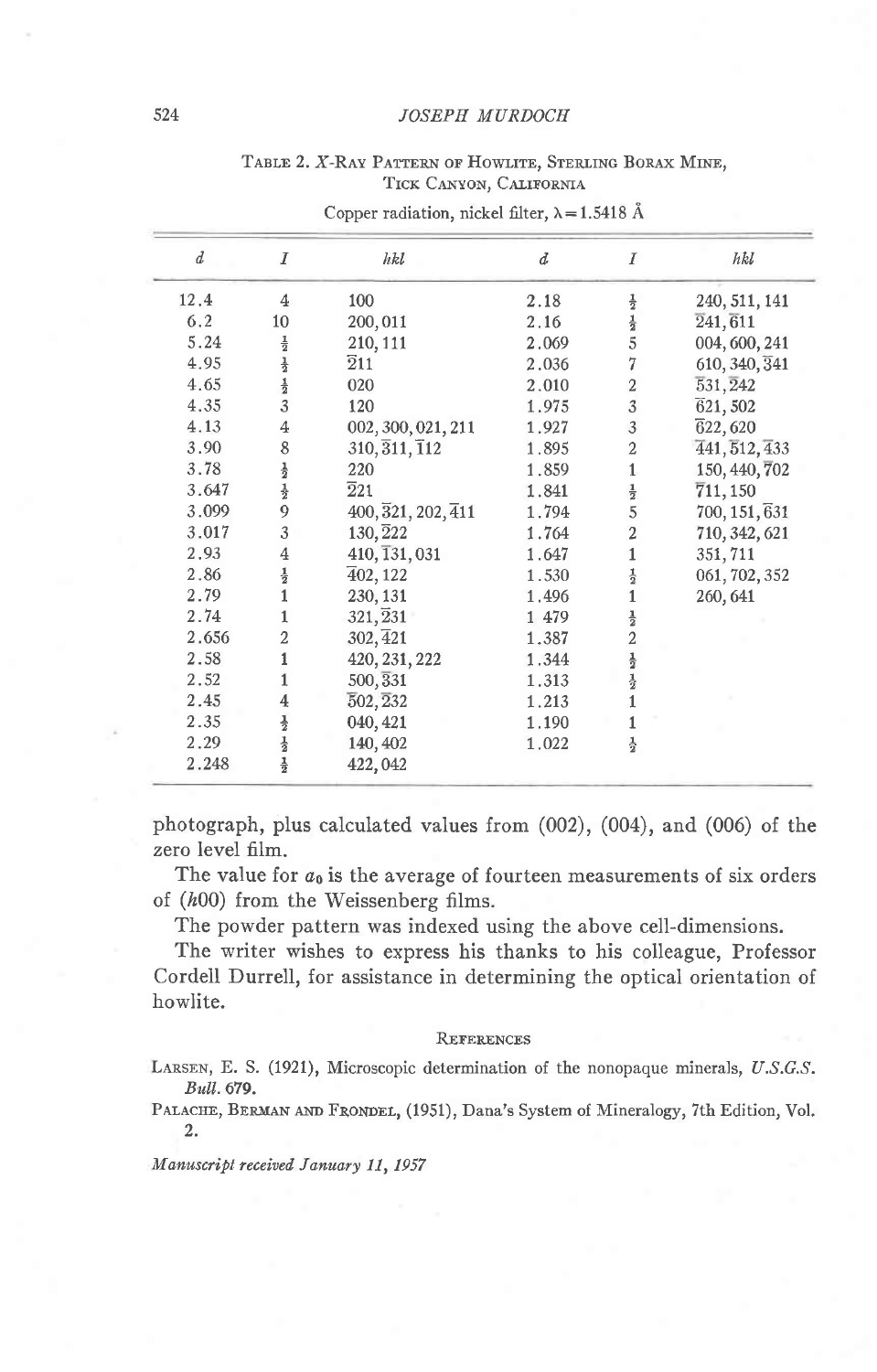TABLE 2. *X*-RAY PATTERN OF HOWLITE, STERLING BORAX MINE, TICK CANYON, CALIFORNIA

Copper radiation, nickel filter, $\lambda = 1.5418$ Å

| *d* | *I* | *hkl* | *d* | *I* | *hkl* |
|---|---|---|---|---|---|
| 12.4 | 4 | 100 | 2.18 | ½ | 240, 511, 141 |
| 6.2 | 10 | 200, 011 | 2.16 | ½ | $\bar{2}41, \bar{6}11$ |
| 5.24 | ½ | 210, 111 | 2.069 | 5 | 004, 600, 241 |
| 4.95 | ½ | $\bar{2}11$ | 2.036 | 7 | 610, 340, $\bar{3}41$ |
| 4.65 | ½ | 020 | 2.010 | 2 | $\bar{5}31, \bar{2}42$ |
| 4.35 | 3 | 120 | 1.975 | 3 | $\bar{6}21$, 502 |
| 4.13 | 4 | 002, 300, 021, 211 | 1.927 | 3 | $\bar{6}22$, 620 |
| 3.90 | 8 | 310, $\bar{3}11, \bar{1}12$ | 1.895 | 2 | $\bar{4}41, \bar{5}12, \bar{4}33$ |
| 3.78 | ½ | 220 | 1.859 | 1 | 150, 440, $\bar{7}02$ |
| 3.647 | ½ | $\bar{2}21$ | 1.841 | ½ | $\bar{7}11$, 150 |
| 3.099 | 9 | 400, $\bar{3}21$, 202, $\bar{4}11$ | 1.794 | 5 | 700, 151, $\bar{6}31$ |
| 3.017 | 3 | 130, $\bar{2}22$ | 1.764 | 2 | 710, 342, 621 |
| 2.93 | 4 | 410, $\bar{1}31$, 031 | 1.647 | 1 | 351, 711 |
| 2.86 | ½ | $\bar{4}02$, 122 | 1.530 | ½ | 061, 702, 352 |
| 2.79 | 1 | 230, 131 | 1.496 | 1 | 260, 641 |
| 2.74 | 1 | 321, $\bar{2}31$ | 1 479 | ½ | |
| 2.656 | 2 | 302, $\bar{4}21$ | 1.387 | 2 | |
| 2.58 | 1 | 420, 231, 222 | 1.344 | ½ | |
| 2.52 | 1 | 500, $\bar{3}31$ | 1.313 | ½ | |
| 2.45 | 4 | $\bar{5}02, \bar{2}32$ | 1.213 | 1 | |
| 2.35 | ½ | 040, 421 | 1.190 | 1 | |
| 2.29 | ½ | 140, 402 | 1.022 | ½ | |
| 2.248 | ½ | 422, 042 | | | |

photograph, plus calculated values from (002), (004), and (006) of the zero level film.

The value for $a_0$ is the average of fourteen measurements of six orders of ($h$00) from the Weissenberg films.

The powder pattern was indexed using the above cell-dimensions.

The writer wishes to express his thanks to his colleague, Professor Cordell Durrell, for assistance in determining the optical orientation of howlite.

## REFERENCES

LARSEN, E. S. (1921), Microscopic determination of the nonopaque minerals, *U.S.G.S. Bull.* **679.**

PALACHE, BERMAN AND FRONDEL, (1951), Dana's System of Mineralogy, 7th Edition, Vol. 2.

*Manuscript received January 11, 1957*